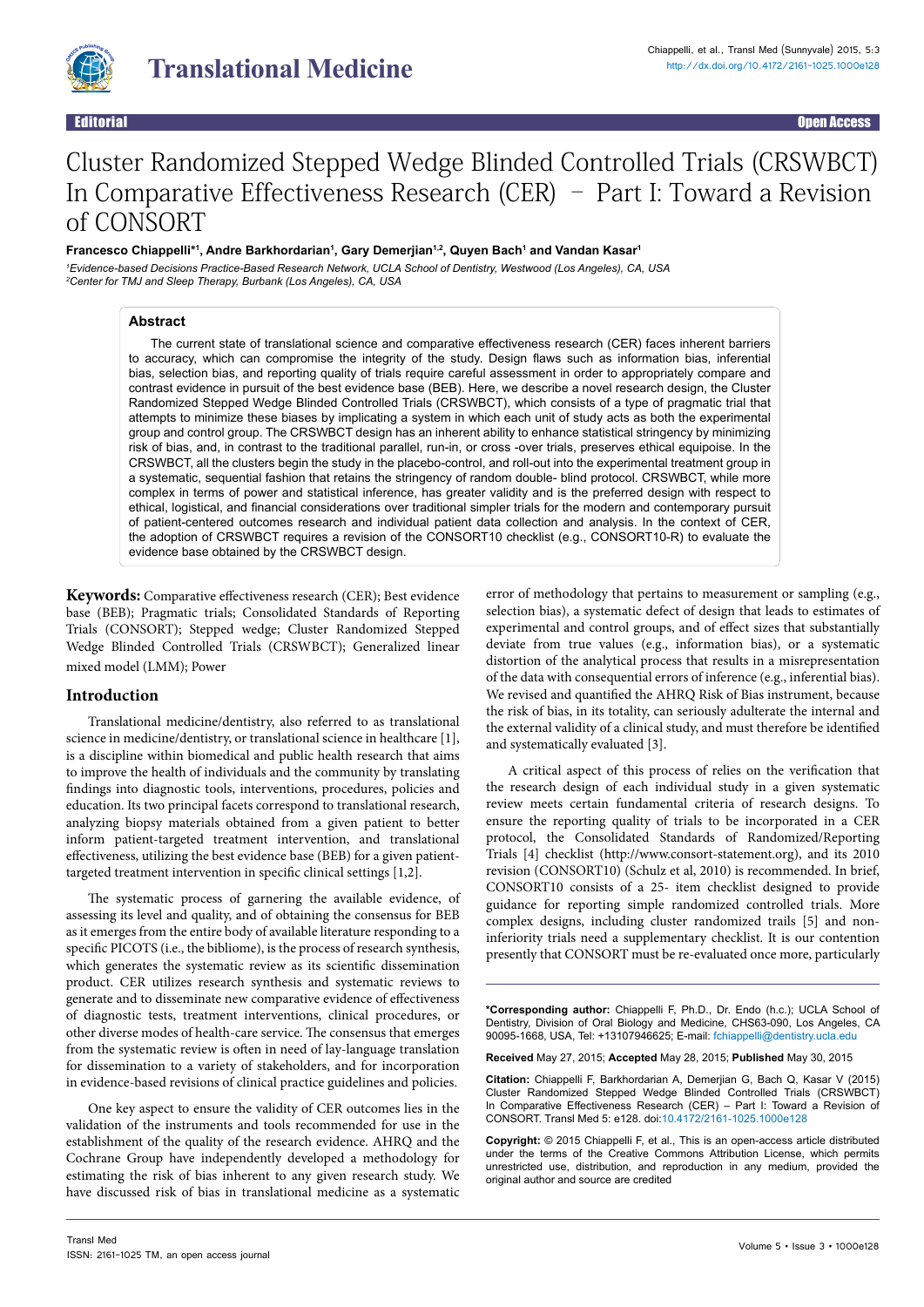Editorial Open Access

# Cluster Randomized Stepped Wedge Blinded Controlled Trials (CRSWBCT) In Comparative Effectiveness Research (CER) – Part I: Toward a Revision of CONSORT

**Francesco Chiappelli[1]*, Andre Barkhordarian[1], Gary Demerjian[1,2], Quyen Bach[1] and Vandan Kasar[1]**

[1]*Evidence-based Decisions Practice-Based Research Network, UCLA School of Dentistry, Westwood (Los Angeles), CA, USA*
[2]*Center for TMJ and Sleep Therapy, Burbank (Los Angeles), CA, USA*

## Abstract

The current state of translational science and comparative effectiveness research (CER) faces inherent barriers to accuracy, which can compromise the integrity of the study. Design flaws such as information bias, inferential bias, selection bias, and reporting quality of trials require careful assessment in order to appropriately compare and contrast evidence in pursuit of the best evidence base (BEB). Here, we describe a novel research design, the Cluster Randomized Stepped Wedge Blinded Controlled Trials (CRSWBCT), which consists of a type of pragmatic trial that attempts to minimize these biases by implicating a system in which each unit of study acts as both the experimental group and control group. The CRSWBCT design has an inherent ability to enhance statistical stringency by minimizing risk of bias, and, in contrast to the traditional parallel, run-in, or cross -over trials, preserves ethical equipoise. In the CRSWBCT, all the clusters begin the study in the placebo-control, and roll-out into the experimental treatment group in a systematic, sequential fashion that retains the stringency of random double- blind protocol. CRSWBCT, while more complex in terms of power and statistical inference, has greater validity and is the preferred design with respect to ethical, logistical, and financial considerations over traditional simpler trials for the modern and contemporary pursuit of patient-centered outcomes research and individual patient data collection and analysis. In the context of CER, the adoption of CRSWBCT requires a revision of the CONSORT10 checklist (e.g., CONSORT10-R) to evaluate the evidence base obtained by the CRSWBCT design.

**Keywords:** Comparative effectiveness research (CER); Best evidence base (BEB); Pragmatic trials; Consolidated Standards of Reporting Trials (CONSORT); Stepped wedge; Cluster Randomized Stepped Wedge Blinded Controlled Trials (CRSWBCT); Generalized linear mixed model (LMM); Power

## Introduction

Translational medicine/dentistry, also referred to as translational science in medicine/dentistry, or translational science in healthcare [1], is a discipline within biomedical and public health research that aims to improve the health of individuals and the community by translating findings into diagnostic tools, interventions, procedures, policies and education. Its two principal facets correspond to translational research, analyzing biopsy materials obtained from a given patient to better inform patient-targeted treatment intervention, and translational effectiveness, utilizing the best evidence base (BEB) for a given patient-targeted treatment intervention in specific clinical settings [1,2].

The systematic process of garnering the available evidence, of assessing its level and quality, and of obtaining the consensus for BEB as it emerges from the entire body of available literature responding to a specific PICOTS (i.e., the bibliome), is the process of research synthesis, which generates the systematic review as its scientific dissemination product. CER utilizes research synthesis and systematic reviews to generate and to disseminate new comparative evidence of effectiveness of diagnostic tests, treatment interventions, clinical procedures, or other diverse modes of health-care service. The consensus that emerges from the systematic review is often in need of lay-language translation for dissemination to a variety of stakeholders, and for incorporation in evidence-based revisions of clinical practice guidelines and policies.

One key aspect to ensure the validity of CER outcomes lies in the validation of the instruments and tools recommended for use in the establishment of the quality of the research evidence. AHRQ and the Cochrane Group have independently developed a methodology for estimating the risk of bias inherent to any given research study. We have discussed risk of bias in translational medicine as a systematic error of methodology that pertains to measurement or sampling (e.g., selection bias), a systematic defect of design that leads to estimates of experimental and control groups, and of effect sizes that substantially deviate from true values (e.g., information bias), or a systematic distortion of the analytical process that results in a misrepresentation of the data with consequential errors of inference (e.g., inferential bias). We revised and quantified the AHRQ Risk of Bias instrument, because the risk of bias, in its totality, can seriously adulterate the internal and the external validity of a clinical study, and must therefore be identified and systematically evaluated [3].

A critical aspect of this process of relies on the verification that the research design of each individual study in a given systematic review meets certain fundamental criteria of research designs. To ensure the reporting quality of trials to be incorporated in a CER protocol, the Consolidated Standards of Randomized/Reporting Trials [4] checklist (http://www.consort-statement.org), and its 2010 revision (CONSORT10) (Schulz et al, 2010) is recommended. In brief, CONSORT10 consists of a 25- item checklist designed to provide guidance for reporting simple randomized controlled trials. More complex designs, including cluster randomized trails [5] and non-inferiority trials need a supplementary checklist. It is our contention presently that CONSORT must be re-evaluated once more, particularly

---

***Corresponding author:** Chiappelli F, Ph.D., Dr. Endo (h.c.); UCLA School of Dentistry, Division of Oral Biology and Medicine, CHS63-090, Los Angeles, CA 90095-1668, USA, Tel: +13107946625; E-mail: fchiappelli@dentistry.ucla.edu

**Received** May 27, 2015; **Accepted** May 28, 2015; **Published** May 30, 2015

**Citation:** Chiappelli F, Barkhordarian A, Demerjian G, Bach Q, Kasar V (2015) Cluster Randomized Stepped Wedge Blinded Controlled Trials (CRSWBCT) In Comparative Effectiveness Research (CER) – Part I: Toward a Revision of CONSORT. Transl Med 5: e128. doi:10.4172/2161-1025.1000e128

**Copyright:** © 2015 Chiappelli F, et al., This is an open-access article distributed under the terms of the Creative Commons Attribution License, which permits unrestricted use, distribution, and reproduction in any medium, provided the original author and source are credited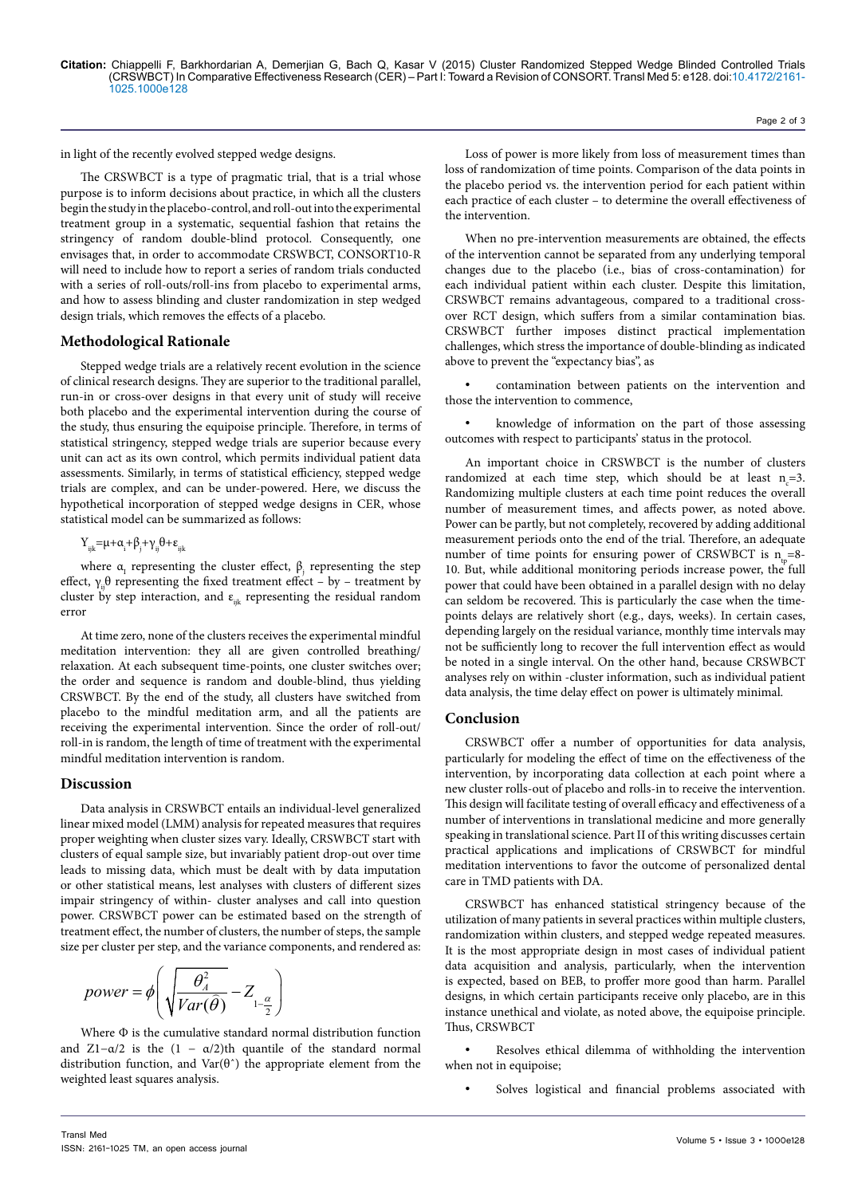in light of the recently evolved stepped wedge designs.

The CRSWBCT is a type of pragmatic trial, that is a trial whose purpose is to inform decisions about practice, in which all the clusters begin the study in the placebo-control, and roll-out into the experimental treatment group in a systematic, sequential fashion that retains the stringency of random double-blind protocol. Consequently, one envisages that, in order to accommodate CRSWBCT, CONSORT10-R will need to include how to report a series of random trials conducted with a series of roll-outs/roll-ins from placebo to experimental arms, and how to assess blinding and cluster randomization in step wedged design trials, which removes the effects of a placebo.

## Methodological Rationale

Stepped wedge trials are a relatively recent evolution in the science of clinical research designs. They are superior to the traditional parallel, run-in or cross-over designs in that every unit of study will receive both placebo and the experimental intervention during the course of the study, thus ensuring the equipoise principle. Therefore, in terms of statistical stringency, stepped wedge trials are superior because every unit can act as its own control, which permits individual patient data assessments. Similarly, in terms of statistical efficiency, stepped wedge trials are complex, and can be under-powered. Here, we discuss the hypothetical incorporation of stepped wedge designs in CER, whose statistical model can be summarized as follows:

$$Y_{ijk}=\mu+\alpha_i+\beta_j+\gamma_{ij}\theta+\varepsilon_{ijk}$$

where $\alpha_1$ representing the cluster effect, $\beta_j$ representing the step effect, $\gamma_{ij}\theta$ representing the fixed treatment effect – by – treatment by cluster by step interaction, and $\varepsilon_{ijk}$ representing the residual random error

At time zero, none of the clusters receives the experimental mindful meditation intervention: they all are given controlled breathing/relaxation. At each subsequent time-points, one cluster switches over; the order and sequence is random and double-blind, thus yielding CRSWBCT. By the end of the study, all clusters have switched from placebo to the mindful meditation arm, and all the patients are receiving the experimental intervention. Since the order of roll-out/roll-in is random, the length of time of treatment with the experimental mindful meditation intervention is random.

## Discussion

Data analysis in CRSWBCT entails an individual-level generalized linear mixed model (LMM) analysis for repeated measures that requires proper weighting when cluster sizes vary. Ideally, CRSWBCT start with clusters of equal sample size, but invariably patient drop-out over time leads to missing data, which must be dealt with by data imputation or other statistical means, lest analyses with clusters of different sizes impair stringency of within- cluster analyses and call into question power. CRSWBCT power can be estimated based on the strength of treatment effect, the number of clusters, the number of steps, the sample size per cluster per step, and the variance components, and rendered as:

$$power=\phi\left(\sqrt{\frac{\theta_A^2}{Var(\hat{\theta})}}-Z_{1-\frac{\alpha}{2}}\right)$$

Where Φ is the cumulative standard normal distribution function and $Z_{1-\alpha/2}$ is the $(1 - \alpha/2)$th quantile of the standard normal distribution function, and $Var(\hat{\theta})$ the appropriate element from the weighted least squares analysis.

Loss of power is more likely from loss of measurement times than loss of randomization of time points. Comparison of the data points in the placebo period vs. the intervention period for each patient within each practice of each cluster – to determine the overall effectiveness of the intervention.

When no pre-intervention measurements are obtained, the effects of the intervention cannot be separated from any underlying temporal changes due to the placebo (i.e., bias of cross-contamination) for each individual patient within each cluster. Despite this limitation, CRSWBCT remains advantageous, compared to a traditional cross-over RCT design, which suffers from a similar contamination bias. CRSWBCT further imposes distinct practical implementation challenges, which stress the importance of double-blinding as indicated above to prevent the "expectancy bias", as

- contamination between patients on the intervention and those the intervention to commence,
- knowledge of information on the part of those assessing outcomes with respect to participants' status in the protocol.

An important choice in CRSWBCT is the number of clusters randomized at each time step, which should be at least $n_c=3$. Randomizing multiple clusters at each time point reduces the overall number of measurement times, and affects power, as noted above. Power can be partly, but not completely, recovered by adding additional measurement periods onto the end of the trial. Therefore, an adequate number of time points for ensuring power of CRSWBCT is $n_{tp}=8$-10. But, while additional monitoring periods increase power, the full power that could have been obtained in a parallel design with no delay can seldom be recovered. This is particularly the case when the time-points delays are relatively short (e.g., days, weeks). In certain cases, depending largely on the residual variance, monthly time intervals may not be sufficiently long to recover the full intervention effect as would be noted in a single interval. On the other hand, because CRSWBCT analyses rely on within -cluster information, such as individual patient data analysis, the time delay effect on power is ultimately minimal.

## Conclusion

CRSWBCT offer a number of opportunities for data analysis, particularly for modeling the effect of time on the effectiveness of the intervention, by incorporating data collection at each point where a new cluster rolls-out of placebo and rolls-in to receive the intervention. This design will facilitate testing of overall efficacy and effectiveness of a number of interventions in translational medicine and more generally speaking in translational science. Part II of this writing discusses certain practical applications and implications of CRSWBCT for mindful meditation interventions to favor the outcome of personalized dental care in TMD patients with DA.

CRSWBCT has enhanced statistical stringency because of the utilization of many patients in several practices within multiple clusters, randomization within clusters, and stepped wedge repeated measures. It is the most appropriate design in most cases of individual patient data acquisition and analysis, particularly, when the intervention is expected, based on BEB, to proffer more good than harm. Parallel designs, in which certain participants receive only placebo, are in this instance unethical and violate, as noted above, the equipoise principle. Thus, CRSWBCT

- Resolves ethical dilemma of withholding the intervention when not in equipoise;
- Solves logistical and financial problems associated with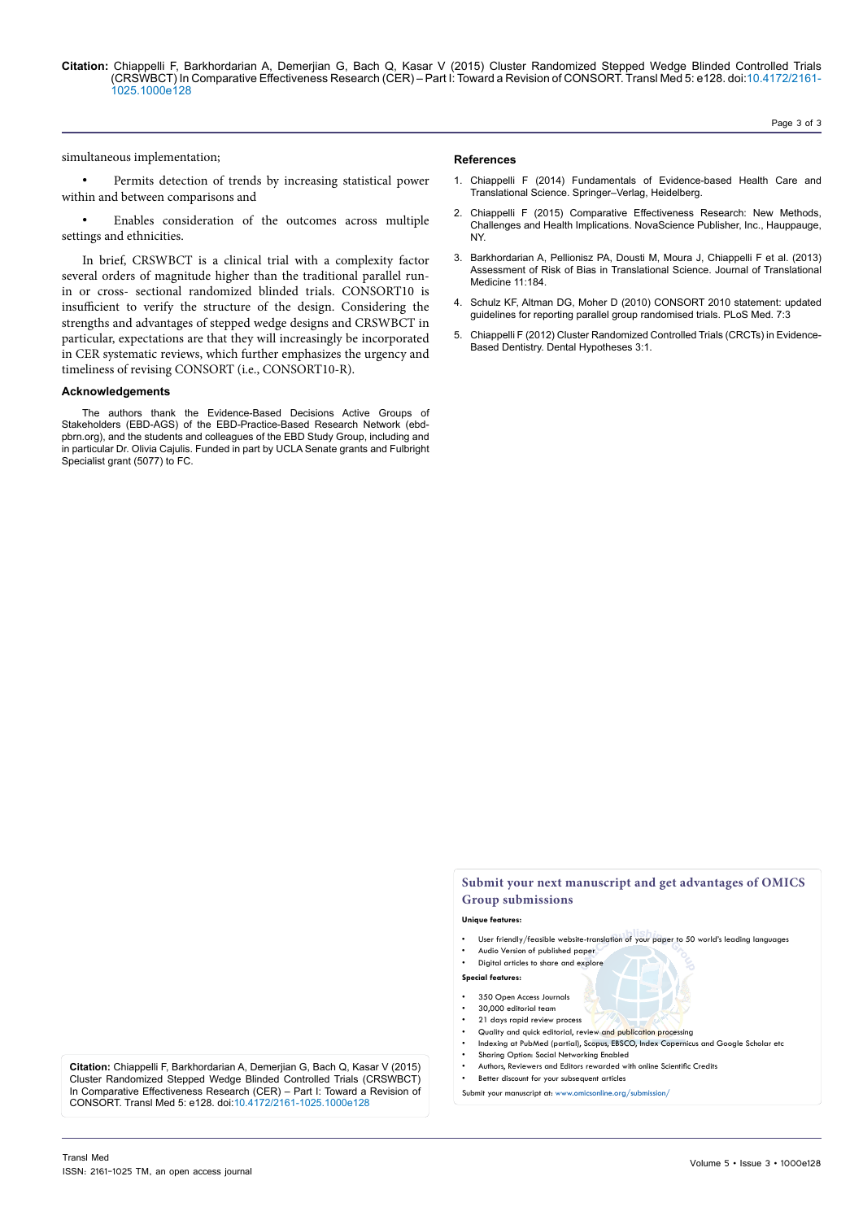simultaneous implementation;

- Permits detection of trends by increasing statistical power within and between comparisons and
- Enables consideration of the outcomes across multiple settings and ethnicities.

In brief, CRSWBCT is a clinical trial with a complexity factor several orders of magnitude higher than the traditional parallel run-in or cross- sectional randomized blinded trials. CONSORT10 is insufficient to verify the structure of the design. Considering the strengths and advantages of stepped wedge designs and CRSWBCT in particular, expectations are that they will increasingly be incorporated in CER systematic reviews, which further emphasizes the urgency and timeliness of revising CONSORT (i.e., CONSORT10-R).

### Acknowledgements

The authors thank the Evidence-Based Decisions Active Groups of Stakeholders (EBD-AGS) of the EBD-Practice-Based Research Network (ebd-pbrn.org), and the students and colleagues of the EBD Study Group, including and in particular Dr. Olivia Cajulis. Funded in part by UCLA Senate grants and Fulbright Specialist grant (5077) to FC.

### References

1. Chiappelli F (2014) Fundamentals of Evidence-based Health Care and Translational Science. Springer–Verlag, Heidelberg.
2. Chiappelli F (2015) Comparative Effectiveness Research: New Methods, Challenges and Health Implications. NovaScience Publisher, Inc., Hauppauge, NY.
3. Barkhordarian A, Pellionisz PA, Dousti M, Moura J, Chiappelli F et al. (2013) Assessment of Risk of Bias in Translational Science. Journal of Translational Medicine 11:184.
4. Schulz KF, Altman DG, Moher D (2010) CONSORT 2010 statement: updated guidelines for reporting parallel group randomised trials. PLoS Med. 7:3
5. Chiappelli F (2012) Cluster Randomized Controlled Trials (CRCTs) in Evidence-Based Dentistry. Dental Hypotheses 3:1.

**Submit your next manuscript and get advantages of OMICS Group submissions**

**Unique features:**

- User friendly/feasible website-translation of your paper to 50 world's leading languages
- Audio Version of published paper
- Digital articles to share and explore

**Special features:**

- 350 Open Access Journals
- 30,000 editorial team
- 21 days rapid review process
- Quality and quick editorial, review and publication processing
- Indexing at PubMed (partial), Scopus, EBSCO, Index Copernicus and Google Scholar etc
- Sharing Option: Social Networking Enabled
- Authors, Reviewers and Editors rewarded with online Scientific Credits
- Better discount for your subsequent articles

Submit your manuscript at: www.omicsonline.org/submission/

**Citation:** Chiappelli F, Barkhordarian A, Demerjian G, Bach Q, Kasar V (2015) Cluster Randomized Stepped Wedge Blinded Controlled Trials (CRSWBCT) In Comparative Effectiveness Research (CER) – Part I: Toward a Revision of CONSORT. Transl Med 5: e128. doi:10.4172/2161-1025.1000e128